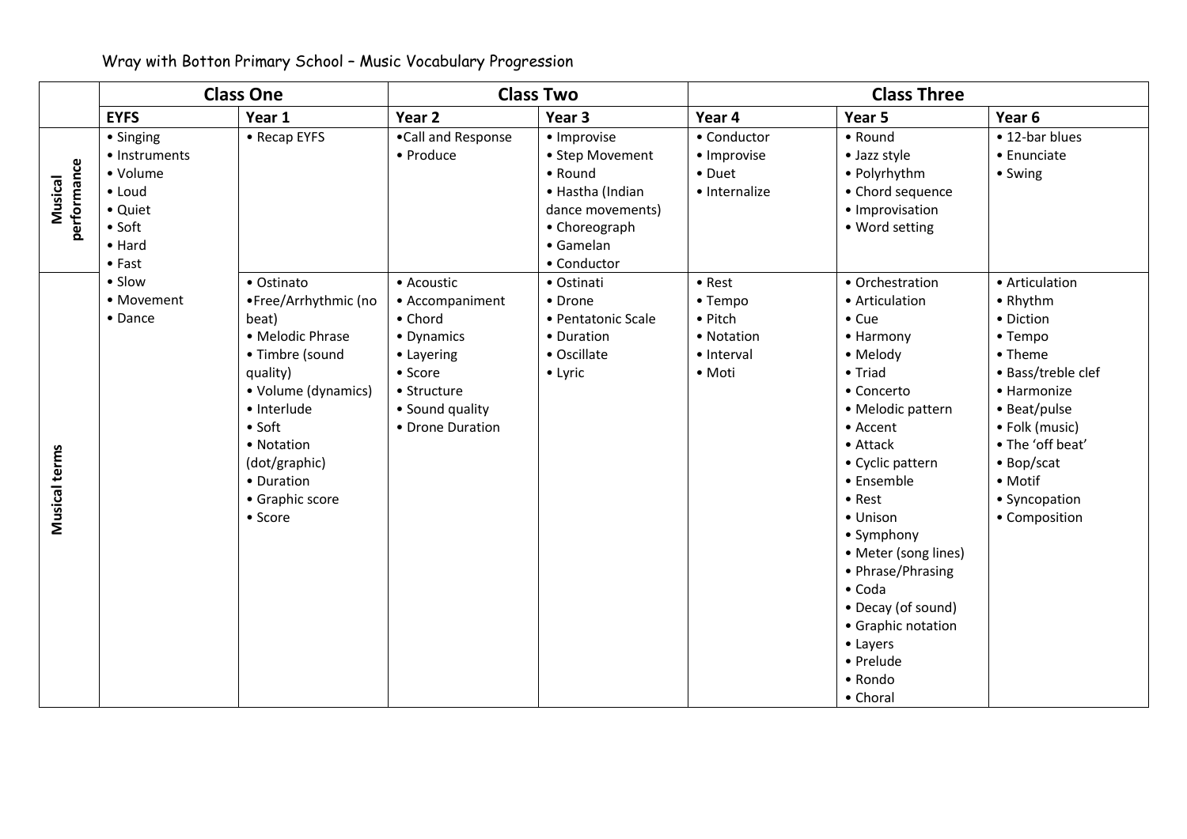Wray with Botton Primary School – Music Vocabulary Progression

| | Class One | | Class Two | | Class Three | | |
|---|---|---|---|---|---|---|---|
| | **EYFS** | **Year 1** | **Year 2** | **Year 3** | **Year 4** | **Year 5** | **Year 6** |
| **Musical performance** | • Singing<br>• Instruments<br>• Volume<br>• Loud<br>• Quiet<br>• Soft<br>• Hard<br>• Fast<br>• Slow<br>• Movement<br>• Dance | • Recap EYFS | •Call and Response<br>• Produce | • Improvise<br>• Step Movement<br>• Round<br>• Hastha (Indian dance movements)<br>• Choreograph<br>• Gamelan<br>• Conductor | • Conductor<br>• Improvise<br>• Duet<br>• Internalize | • Round<br>• Jazz style<br>• Polyrhythm<br>• Chord sequence<br>• Improvisation<br>• Word setting | • 12-bar blues<br>• Enunciate<br>• Swing |
| **Musical terms** | | • Ostinato<br>•Free/Arrhythmic (no beat)<br>• Melodic Phrase<br>• Timbre (sound quality)<br>• Volume (dynamics)<br>• Interlude<br>• Soft<br>• Notation (dot/graphic)<br>• Duration<br>• Graphic score<br>• Score | • Acoustic<br>• Accompaniment<br>• Chord<br>• Dynamics<br>• Layering<br>• Score<br>• Structure<br>• Sound quality<br>• Drone Duration | • Ostinati<br>• Drone<br>• Pentatonic Scale<br>• Duration<br>• Oscillate<br>• Lyric | • Rest<br>• Tempo<br>• Pitch<br>• Notation<br>• Interval<br>• Moti | • Orchestration<br>• Articulation<br>• Cue<br>• Harmony<br>• Melody<br>• Triad<br>• Concerto<br>• Melodic pattern<br>• Accent<br>• Attack<br>• Cyclic pattern<br>• Ensemble<br>• Rest<br>• Unison<br>• Symphony<br>• Meter (song lines)<br>• Phrase/Phrasing<br>• Coda<br>• Decay (of sound)<br>• Graphic notation<br>• Layers<br>• Prelude<br>• Rondo<br>• Choral | • Articulation<br>• Rhythm<br>• Diction<br>• Tempo<br>• Theme<br>• Bass/treble clef<br>• Harmonize<br>• Beat/pulse<br>• Folk (music)<br>• The 'off beat'<br>• Bop/scat<br>• Motif<br>• Syncopation<br>• Composition |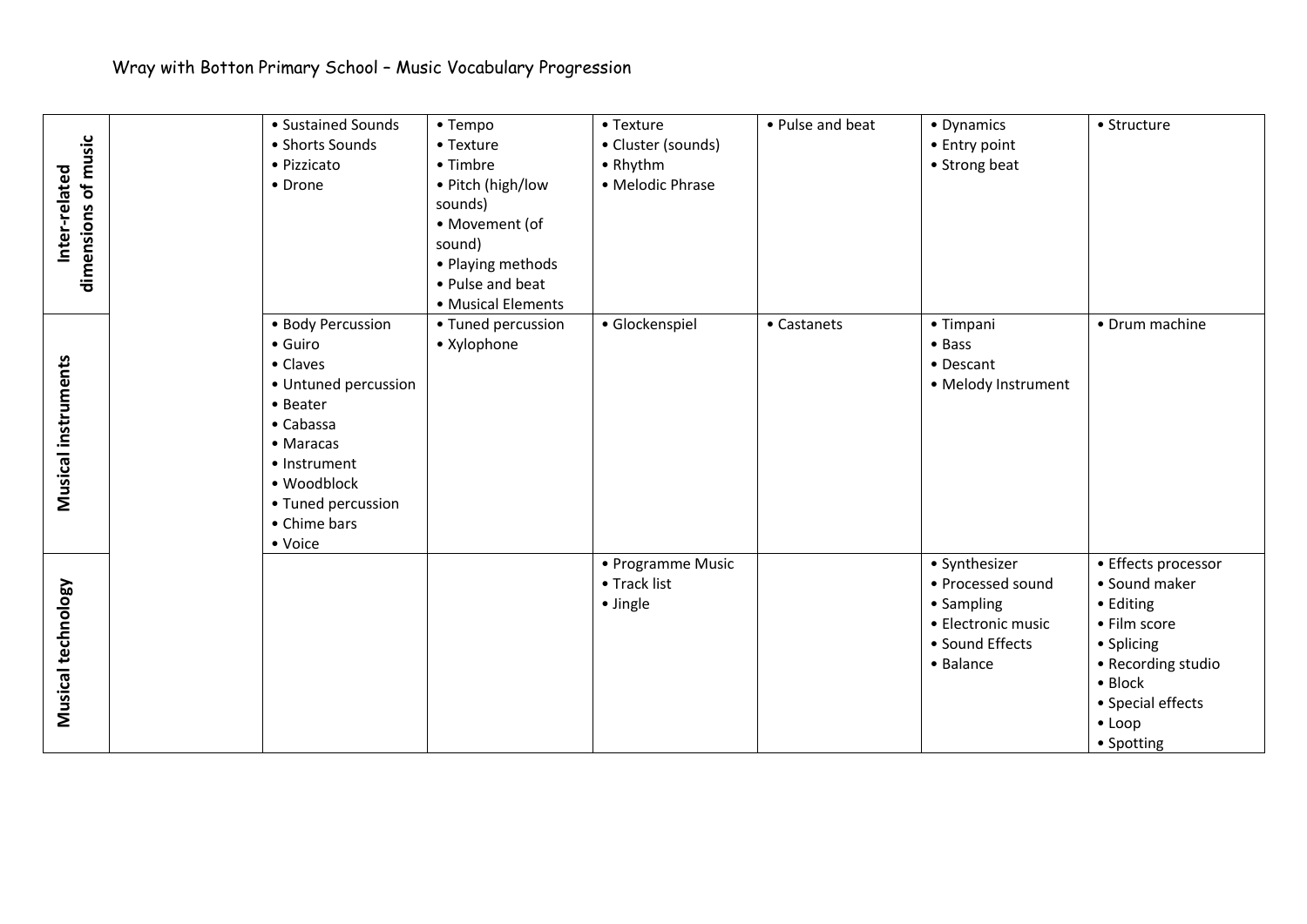Wray with Botton Primary School – Music Vocabulary Progression

| | | | | | | | |
|---|---|---|---|---|---|---|---|
| **Inter-related dimensions of music** | | • Sustained Sounds<br>• Shorts Sounds<br>• Pizzicato<br>• Drone | • Tempo<br>• Texture<br>• Timbre<br>• Pitch (high/low sounds)<br>• Movement (of sound)<br>• Playing methods<br>• Pulse and beat<br>• Musical Elements | • Texture<br>• Cluster (sounds)<br>• Rhythm<br>• Melodic Phrase | • Pulse and beat | • Dynamics<br>• Entry point<br>• Strong beat | • Structure |
| **Musical instruments** | | • Body Percussion<br>• Guiro<br>• Claves<br>• Untuned percussion<br>• Beater<br>• Cabassa<br>• Maracas<br>• Instrument<br>• Woodblock<br>• Tuned percussion<br>• Chime bars<br>• Voice | • Tuned percussion<br>• Xylophone | • Glockenspiel | • Castanets | • Timpani<br>• Bass<br>• Descant<br>• Melody Instrument | • Drum machine |
| **Musical technology** | | | | • Programme Music<br>• Track list<br>• Jingle | | • Synthesizer<br>• Processed sound<br>• Sampling<br>• Electronic music<br>• Sound Effects<br>• Balance | • Effects processor<br>• Sound maker<br>• Editing<br>• Film score<br>• Splicing<br>• Recording studio<br>• Block<br>• Special effects<br>• Loop<br>• Spotting |